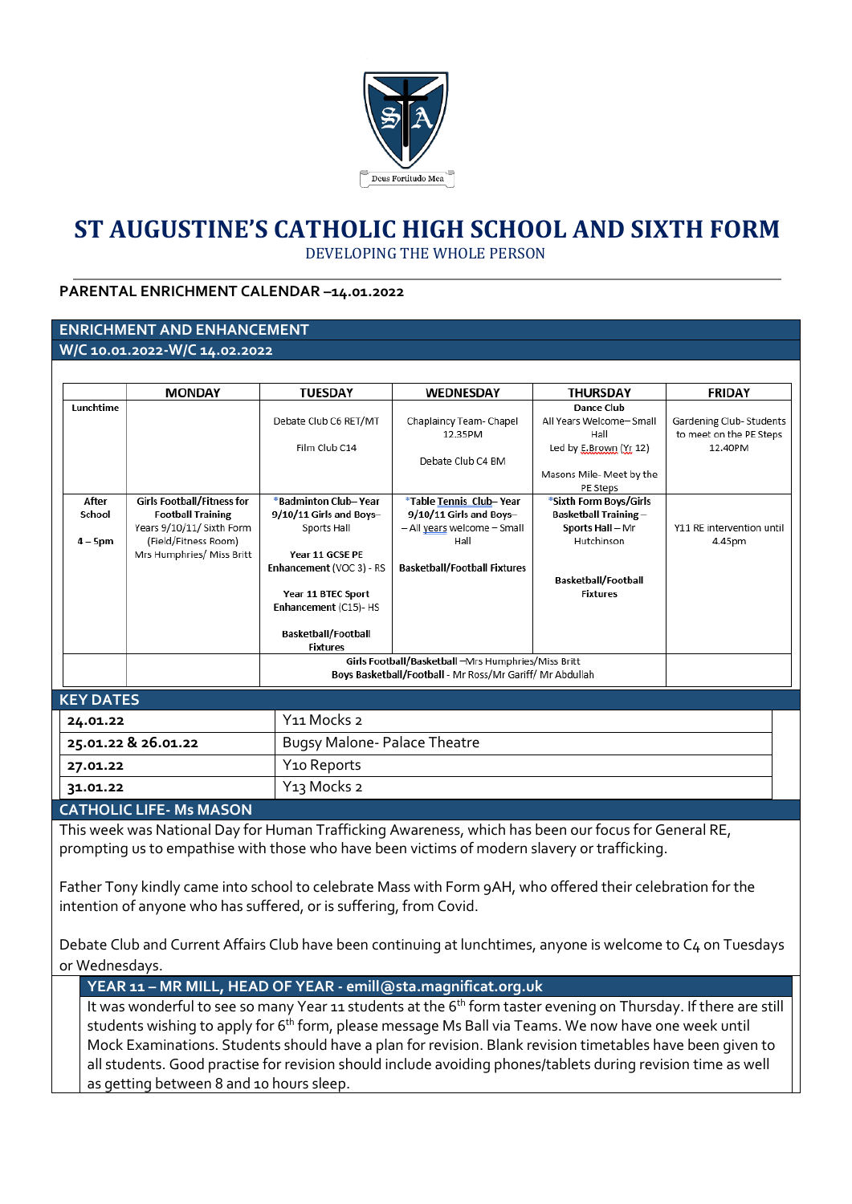# ST AUGUSTINE'S CATHOLIC HIGH SCHOOL AND SIXTH FORM

DEVELOPING THE WHOLE PERSON

**PARENTAL ENRICHMENT CALENDAR –14.01.2022**

## ENRICHMENT AND ENHANCEMENT

**W/C 10.01.2022-W/C 14.02.2022**

| | MONDAY | TUESDAY | WEDNESDAY | THURSDAY | FRIDAY |
|---|---|---|---|---|---|
| **Lunchtime** | | Debate Club C6 RET/MT<br><br>Film Club C14 | Chaplaincy Team- Chapel 12.35PM<br><br>Debate Club C4 BM | **Dance Club**<br>All Years Welcome– Small Hall<br>Led by E.Brown (Yr 12)<br><br>Masons Mile- Meet by the PE Steps | Gardening Club- Students to meet on the PE Steps 12.40PM |
| **After School**<br><br>**4 – 5pm** | **Girls Football/Fitness for Football Training**<br>Years 9/10/11/ Sixth Form (Field/Fitness Room)<br>Mrs Humphries/ Miss Britt | ***Badminton Club– Year 9/10/11 Girls and Boys**– Sports Hall<br><br>**Year 11 GCSE PE Enhancement** (VOC 3) - RS<br><br>**Year 11 BTEC Sport Enhancement** (C15)- HS<br><br>**Basketball/Football Fixtures** | ***Table Tennis Club– Year 9/10/11 Girls and Boys**– All years welcome – Small Hall<br><br>**Basketball/Football Fixtures** | ***Sixth Form Boys/Girls Basketball Training** – **Sports Hall** – Mr Hutchinson<br><br>**Basketball/Football Fixtures** | Y11 RE intervention until 4.45pm |
| | | **Girls Football/Basketball** –Mrs Humphries/Miss Britt<br>**Boys Basketball/Football** - Mr Ross/Mr Gariff/ Mr Abdullah | | | |

## KEY DATES

| | |
|---|---|
| **24.01.22** | Y11 Mocks 2 |
| **25.01.22 & 26.01.22** | Bugsy Malone- Palace Theatre |
| **27.01.22** | Y10 Reports |
| **31.01.22** | Y13 Mocks 2 |

## CATHOLIC LIFE- Ms MASON

This week was National Day for Human Trafficking Awareness, which has been our focus for General RE, prompting us to empathise with those who have been victims of modern slavery or trafficking.

Father Tony kindly came into school to celebrate Mass with Form 9AH, who offered their celebration for the intention of anyone who has suffered, or is suffering, from Covid.

Debate Club and Current Affairs Club have been continuing at lunchtimes, anyone is welcome to C4 on Tuesdays or Wednesdays.

### YEAR 11 – MR MILL, HEAD OF YEAR - emill@sta.magnificat.org.uk

It was wonderful to see so many Year 11 students at the 6th form taster evening on Thursday. If there are still students wishing to apply for 6th form, please message Ms Ball via Teams. We now have one week until Mock Examinations. Students should have a plan for revision. Blank revision timetables have been given to all students. Good practise for revision should include avoiding phones/tablets during revision time as well as getting between 8 and 10 hours sleep.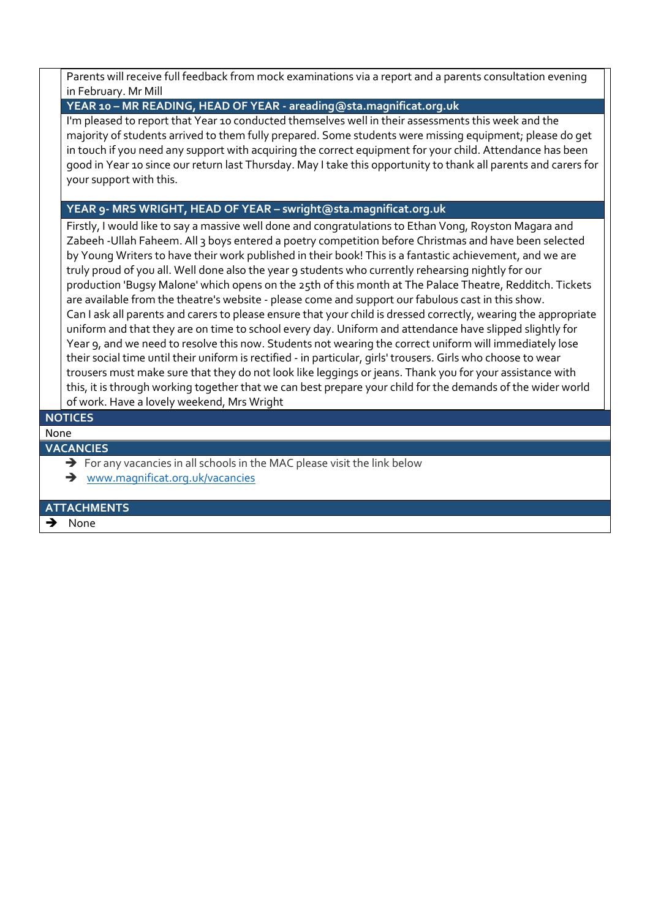Parents will receive full feedback from mock examinations via a report and a parents consultation evening in February. Mr Mill

## YEAR 10 – MR READING, HEAD OF YEAR - areading@sta.magnificat.org.uk

I'm pleased to report that Year 10 conducted themselves well in their assessments this week and the majority of students arrived to them fully prepared. Some students were missing equipment; please do get in touch if you need any support with acquiring the correct equipment for your child. Attendance has been good in Year 10 since our return last Thursday. May I take this opportunity to thank all parents and carers for your support with this.

## YEAR 9- MRS WRIGHT, HEAD OF YEAR – swright@sta.magnificat.org.uk

Firstly, I would like to say a massive well done and congratulations to Ethan Vong, Royston Magara and Zabeeh -Ullah Faheem. All 3 boys entered a poetry competition before Christmas and have been selected by Young Writers to have their work published in their book! This is a fantastic achievement, and we are truly proud of you all. Well done also the year 9 students who currently rehearsing nightly for our production 'Bugsy Malone' which opens on the 25th of this month at The Palace Theatre, Redditch. Tickets are available from the theatre's website - please come and support our fabulous cast in this show.
Can I ask all parents and carers to please ensure that your child is dressed correctly, wearing the appropriate uniform and that they are on time to school every day. Uniform and attendance have slipped slightly for Year 9, and we need to resolve this now. Students not wearing the correct uniform will immediately lose their social time until their uniform is rectified - in particular, girls' trousers. Girls who choose to wear trousers must make sure that they do not look like leggings or jeans. Thank you for your assistance with this, it is through working together that we can best prepare your child for the demands of the wider world of work. Have a lovely weekend, Mrs Wright

## NOTICES

None

## VACANCIES

- For any vacancies in all schools in the MAC please visit the link below
- www.magnificat.org.uk/vacancies

## ATTACHMENTS

- None